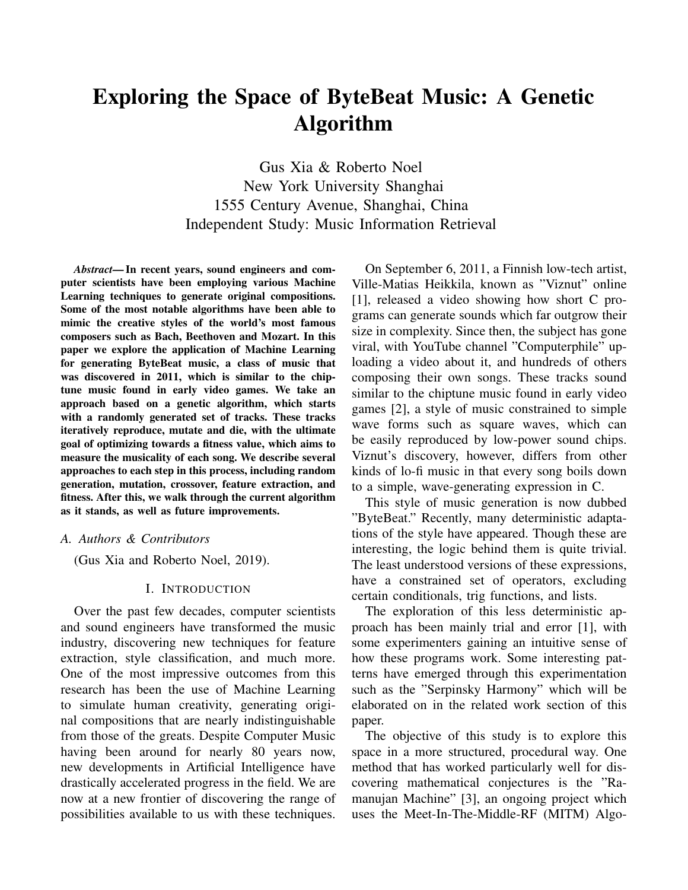# Exploring the Space of ByteBeat Music: A Genetic Algorithm

Gus Xia & Roberto Noel
New York University Shanghai
1555 Century Avenue, Shanghai, China
Independent Study: Music Information Retrieval

***Abstract*— In recent years, sound engineers and computer scientists have been employing various Machine Learning techniques to generate original compositions. Some of the most notable algorithms have been able to mimic the creative styles of the world's most famous composers such as Bach, Beethoven and Mozart. In this paper we explore the application of Machine Learning for generating ByteBeat music, a class of music that was discovered in 2011, which is similar to the chiptune music found in early video games. We take an approach based on a genetic algorithm, which starts with a randomly generated set of tracks. These tracks iteratively reproduce, mutate and die, with the ultimate goal of optimizing towards a fitness value, which aims to measure the musicality of each song. We describe several approaches to each step in this process, including random generation, mutation, crossover, feature extraction, and fitness. After this, we walk through the current algorithm as it stands, as well as future improvements.**

### *A. Authors & Contributors*

(Gus Xia and Roberto Noel, 2019).

## I. Introduction

Over the past few decades, computer scientists and sound engineers have transformed the music industry, discovering new techniques for feature extraction, style classification, and much more. One of the most impressive outcomes from this research has been the use of Machine Learning to simulate human creativity, generating original compositions that are nearly indistinguishable from those of the greats. Despite Computer Music having been around for nearly 80 years now, new developments in Artificial Intelligence have drastically accelerated progress in the field. We are now at a new frontier of discovering the range of possibilities available to us with these techniques.

On September 6, 2011, a Finnish low-tech artist, Ville-Matias Heikkila, known as "Viznut" online [1], released a video showing how short C programs can generate sounds which far outgrow their size in complexity. Since then, the subject has gone viral, with YouTube channel "Computerphile" uploading a video about it, and hundreds of others composing their own songs. These tracks sound similar to the chiptune music found in early video games [2], a style of music constrained to simple wave forms such as square waves, which can be easily reproduced by low-power sound chips. Viznut's discovery, however, differs from other kinds of lo-fi music in that every song boils down to a simple, wave-generating expression in C.

This style of music generation is now dubbed "ByteBeat." Recently, many deterministic adaptations of the style have appeared. Though these are interesting, the logic behind them is quite trivial. The least understood versions of these expressions, have a constrained set of operators, excluding certain conditionals, trig functions, and lists.

The exploration of this less deterministic approach has been mainly trial and error [1], with some experimenters gaining an intuitive sense of how these programs work. Some interesting patterns have emerged through this experimentation such as the "Serpinsky Harmony" which will be elaborated on in the related work section of this paper.

The objective of this study is to explore this space in a more structured, procedural way. One method that has worked particularly well for discovering mathematical conjectures is the "Ramanujan Machine" [3], an ongoing project which uses the Meet-In-The-Middle-RF (MITM) Algo-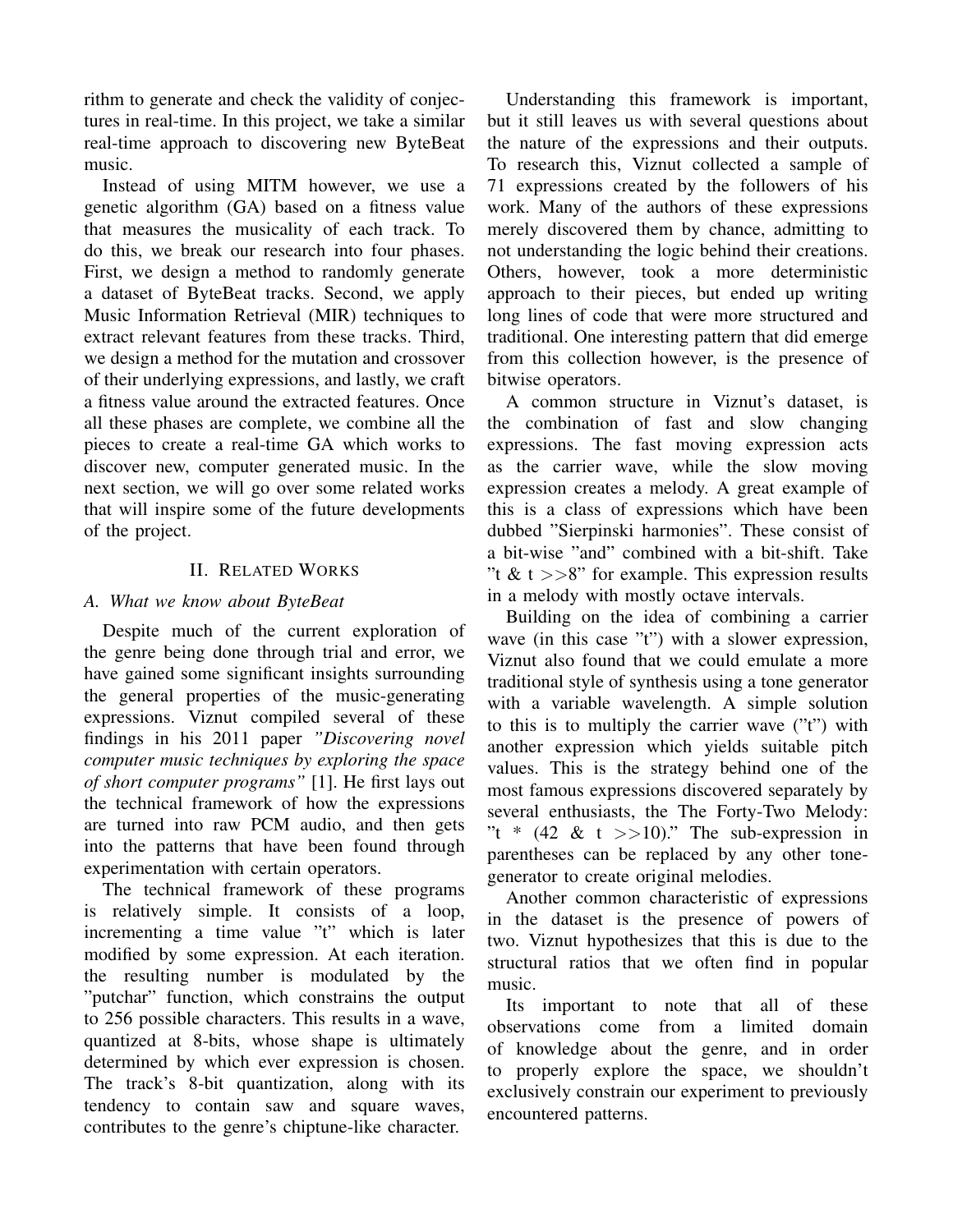rithm to generate and check the validity of conjectures in real-time. In this project, we take a similar real-time approach to discovering new ByteBeat music.

Instead of using MITM however, we use a genetic algorithm (GA) based on a fitness value that measures the musicality of each track. To do this, we break our research into four phases. First, we design a method to randomly generate a dataset of ByteBeat tracks. Second, we apply Music Information Retrieval (MIR) techniques to extract relevant features from these tracks. Third, we design a method for the mutation and crossover of their underlying expressions, and lastly, we craft a fitness value around the extracted features. Once all these phases are complete, we combine all the pieces to create a real-time GA which works to discover new, computer generated music. In the next section, we will go over some related works that will inspire some of the future developments of the project.

## II. Related Works

### A. What we know about ByteBeat

Despite much of the current exploration of the genre being done through trial and error, we have gained some significant insights surrounding the general properties of the music-generating expressions. Viznut compiled several of these findings in his 2011 paper *"Discovering novel computer music techniques by exploring the space of short computer programs"* [1]. He first lays out the technical framework of how the expressions are turned into raw PCM audio, and then gets into the patterns that have been found through experimentation with certain operators.

The technical framework of these programs is relatively simple. It consists of a loop, incrementing a time value "t" which is later modified by some expression. At each iteration. the resulting number is modulated by the "putchar" function, which constrains the output to 256 possible characters. This results in a wave, quantized at 8-bits, whose shape is ultimately determined by which ever expression is chosen. The track's 8-bit quantization, along with its tendency to contain saw and square waves, contributes to the genre's chiptune-like character.

Understanding this framework is important, but it still leaves us with several questions about the nature of the expressions and their outputs. To research this, Viznut collected a sample of 71 expressions created by the followers of his work. Many of the authors of these expressions merely discovered them by chance, admitting to not understanding the logic behind their creations. Others, however, took a more deterministic approach to their pieces, but ended up writing long lines of code that were more structured and traditional. One interesting pattern that did emerge from this collection however, is the presence of bitwise operators.

A common structure in Viznut's dataset, is the combination of fast and slow changing expressions. The fast moving expression acts as the carrier wave, while the slow moving expression creates a melody. A great example of this is a class of expressions which have been dubbed "Sierpinski harmonies". These consist of a bit-wise "and" combined with a bit-shift. Take "t & t >>8" for example. This expression results in a melody with mostly octave intervals.

Building on the idea of combining a carrier wave (in this case "t") with a slower expression, Viznut also found that we could emulate a more traditional style of synthesis using a tone generator with a variable wavelength. A simple solution to this is to multiply the carrier wave ("t") with another expression which yields suitable pitch values. This is the strategy behind one of the most famous expressions discovered separately by several enthusiasts, the The Forty-Two Melody: "t * (42 & t >>10)." The sub-expression in parentheses can be replaced by any other tone-generator to create original melodies.

Another common characteristic of expressions in the dataset is the presence of powers of two. Viznut hypothesizes that this is due to the structural ratios that we often find in popular music.

Its important to note that all of these observations come from a limited domain of knowledge about the genre, and in order to properly explore the space, we shouldn't exclusively constrain our experiment to previously encountered patterns.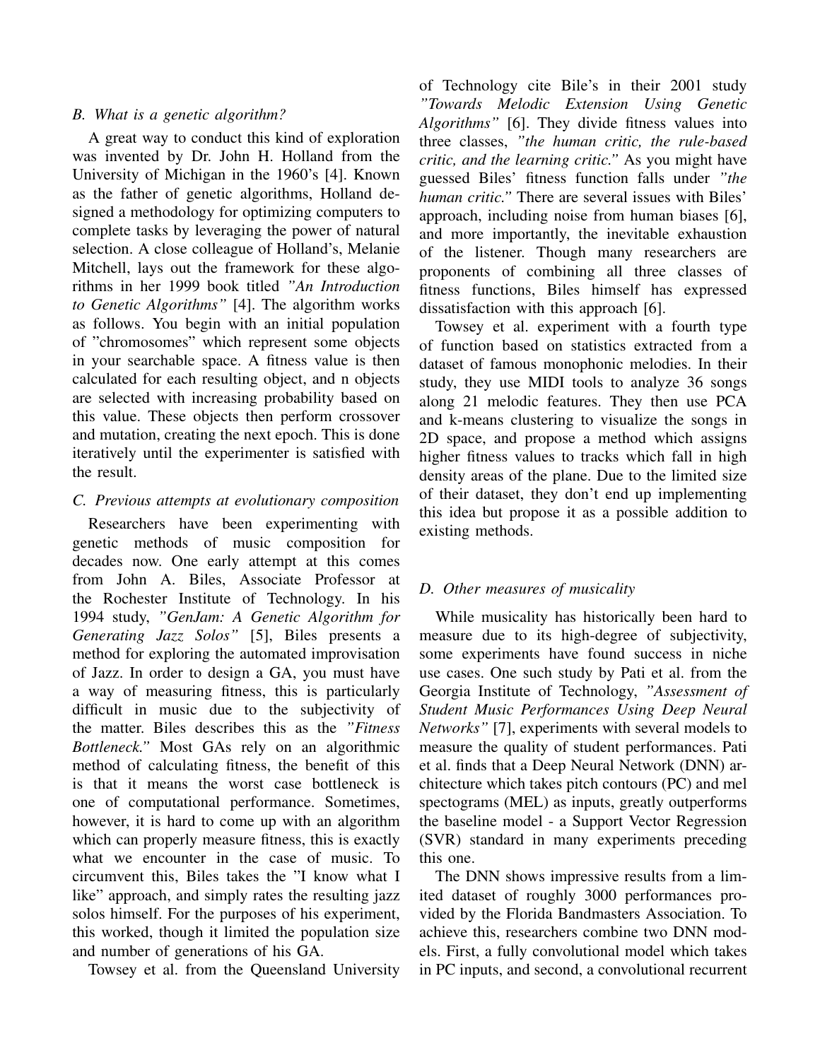### B. What is a genetic algorithm?

A great way to conduct this kind of exploration was invented by Dr. John H. Holland from the University of Michigan in the 1960's [4]. Known as the father of genetic algorithms, Holland designed a methodology for optimizing computers to complete tasks by leveraging the power of natural selection. A close colleague of Holland's, Melanie Mitchell, lays out the framework for these algorithms in her 1999 book titled *"An Introduction to Genetic Algorithms"* [4]. The algorithm works as follows. You begin with an initial population of "chromosomes" which represent some objects in your searchable space. A fitness value is then calculated for each resulting object, and n objects are selected with increasing probability based on this value. These objects then perform crossover and mutation, creating the next epoch. This is done iteratively until the experimenter is satisfied with the result.

### C. Previous attempts at evolutionary composition

Researchers have been experimenting with genetic methods of music composition for decades now. One early attempt at this comes from John A. Biles, Associate Professor at the Rochester Institute of Technology. In his 1994 study, *"GenJam: A Genetic Algorithm for Generating Jazz Solos"* [5], Biles presents a method for exploring the automated improvisation of Jazz. In order to design a GA, you must have a way of measuring fitness, this is particularly difficult in music due to the subjectivity of the matter. Biles describes this as the *"Fitness Bottleneck."* Most GAs rely on an algorithmic method of calculating fitness, the benefit of this is that it means the worst case bottleneck is one of computational performance. Sometimes, however, it is hard to come up with an algorithm which can properly measure fitness, this is exactly what we encounter in the case of music. To circumvent this, Biles takes the "I know what I like" approach, and simply rates the resulting jazz solos himself. For the purposes of his experiment, this worked, though it limited the population size and number of generations of his GA.

Towsey et al. from the Queensland University of Technology cite Bile's in their 2001 study *"Towards Melodic Extension Using Genetic Algorithms"* [6]. They divide fitness values into three classes, *"the human critic, the rule-based critic, and the learning critic."* As you might have guessed Biles' fitness function falls under *"the human critic."* There are several issues with Biles' approach, including noise from human biases [6], and more importantly, the inevitable exhaustion of the listener. Though many researchers are proponents of combining all three classes of fitness functions, Biles himself has expressed dissatisfaction with this approach [6].

Towsey et al. experiment with a fourth type of function based on statistics extracted from a dataset of famous monophonic melodies. In their study, they use MIDI tools to analyze 36 songs along 21 melodic features. They then use PCA and k-means clustering to visualize the songs in 2D space, and propose a method which assigns higher fitness values to tracks which fall in high density areas of the plane. Due to the limited size of their dataset, they don't end up implementing this idea but propose it as a possible addition to existing methods.

### D. Other measures of musicality

While musicality has historically been hard to measure due to its high-degree of subjectivity, some experiments have found success in niche use cases. One such study by Pati et al. from the Georgia Institute of Technology, *"Assessment of Student Music Performances Using Deep Neural Networks"* [7], experiments with several models to measure the quality of student performances. Pati et al. finds that a Deep Neural Network (DNN) architecture which takes pitch contours (PC) and mel spectograms (MEL) as inputs, greatly outperforms the baseline model - a Support Vector Regression (SVR) standard in many experiments preceding this one.

The DNN shows impressive results from a limited dataset of roughly 3000 performances provided by the Florida Bandmasters Association. To achieve this, researchers combine two DNN models. First, a fully convolutional model which takes in PC inputs, and second, a convolutional recurrent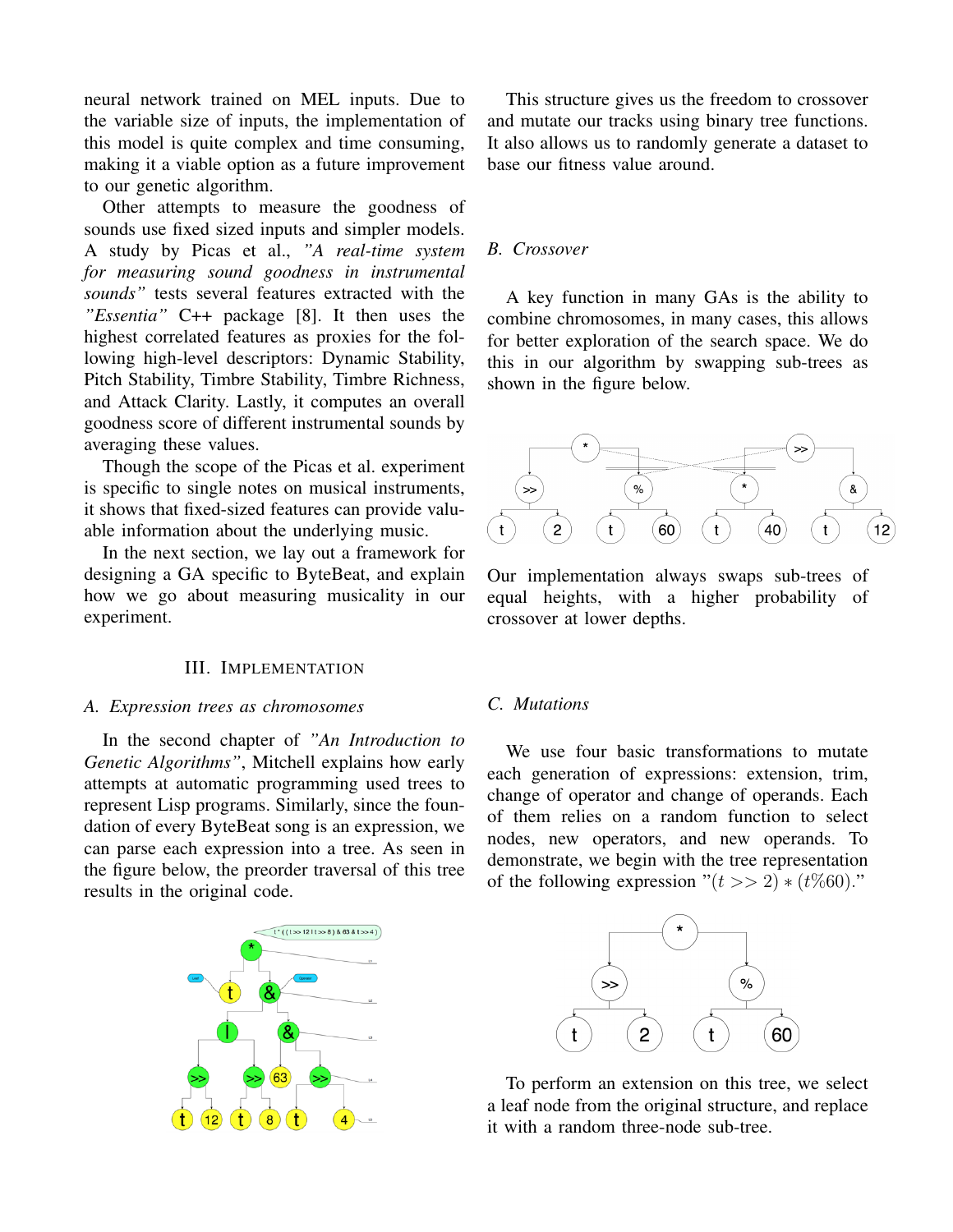neural network trained on MEL inputs. Due to the variable size of inputs, the implementation of this model is quite complex and time consuming, making it a viable option as a future improvement to our genetic algorithm.

Other attempts to measure the goodness of sounds use fixed sized inputs and simpler models. A study by Picas et al., *"A real-time system for measuring sound goodness in instrumental sounds"* tests several features extracted with the *"Essentia"* C++ package [8]. It then uses the highest correlated features as proxies for the following high-level descriptors: Dynamic Stability, Pitch Stability, Timbre Stability, Timbre Richness, and Attack Clarity. Lastly, it computes an overall goodness score of different instrumental sounds by averaging these values.

Though the scope of the Picas et al. experiment is specific to single notes on musical instruments, it shows that fixed-sized features can provide valuable information about the underlying music.

In the next section, we lay out a framework for designing a GA specific to ByteBeat, and explain how we go about measuring musicality in our experiment.

## III. Implementation

### A. Expression trees as chromosomes

In the second chapter of *"An Introduction to Genetic Algorithms"*, Mitchell explains how early attempts at automatic programming used trees to represent Lisp programs. Similarly, since the foundation of every ByteBeat song is an expression, we can parse each expression into a tree. As seen in the figure below, the preorder traversal of this tree results in the original code.

This structure gives us the freedom to crossover and mutate our tracks using binary tree functions. It also allows us to randomly generate a dataset to base our fitness value around.

### B. Crossover

A key function in many GAs is the ability to combine chromosomes, in many cases, this allows for better exploration of the search space. We do this in our algorithm by swapping sub-trees as shown in the figure below.

Our implementation always swaps sub-trees of equal heights, with a higher probability of crossover at lower depths.

### C. Mutations

We use four basic transformations to mutate each generation of expressions: extension, trim, change of operator and change of operands. Each of them relies on a random function to select nodes, new operators, and new operands. To demonstrate, we begin with the tree representation of the following expression "$(t >> 2) * (t\%60)$."

To perform an extension on this tree, we select a leaf node from the original structure, and replace it with a random three-node sub-tree.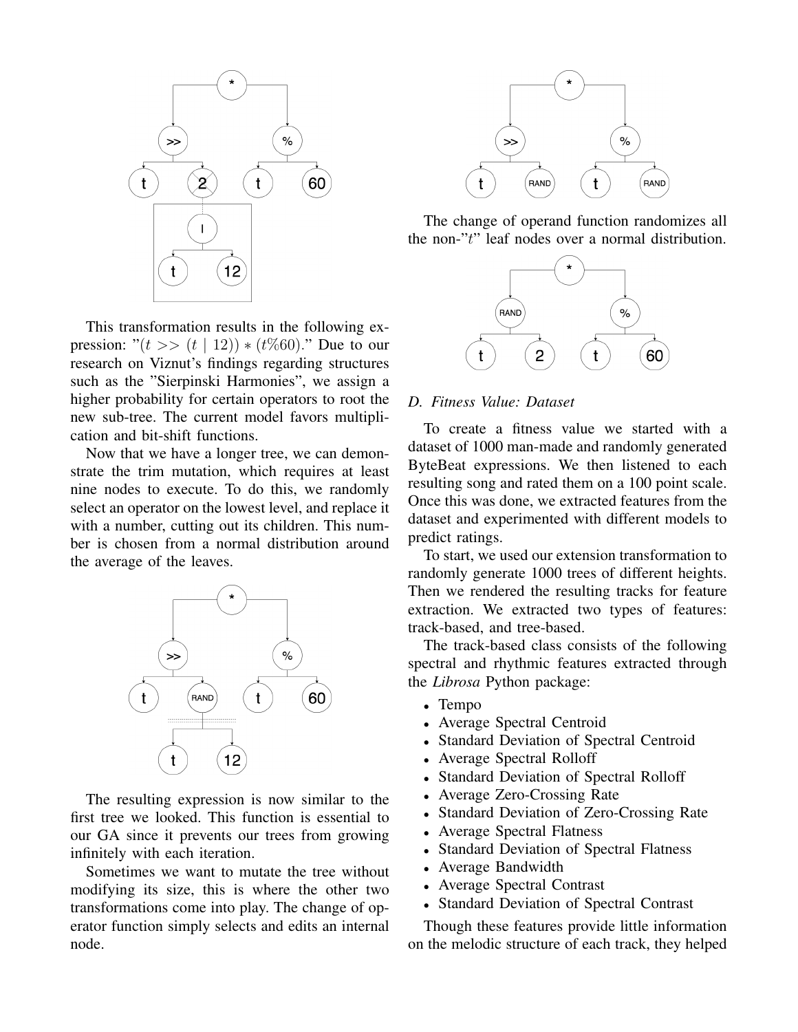This transformation results in the following expression: "$(t >> (t \mid 12)) * (t\%60)$." Due to our research on Viznut's findings regarding structures such as the "Sierpinski Harmonies", we assign a higher probability for certain operators to root the new sub-tree. The current model favors multiplication and bit-shift functions.

Now that we have a longer tree, we can demonstrate the trim mutation, which requires at least nine nodes to execute. To do this, we randomly select an operator on the lowest level, and replace it with a number, cutting out its children. This number is chosen from a normal distribution around the average of the leaves.

The resulting expression is now similar to the first tree we looked. This function is essential to our GA since it prevents our trees from growing infinitely with each iteration.

Sometimes we want to mutate the tree without modifying its size, this is where the other two transformations come into play. The change of operator function simply selects and edits an internal node.

The change of operand function randomizes all the non-"$t$" leaf nodes over a normal distribution.

### D. Fitness Value: Dataset

To create a fitness value we started with a dataset of 1000 man-made and randomly generated ByteBeat expressions. We then listened to each resulting song and rated them on a 100 point scale. Once this was done, we extracted features from the dataset and experimented with different models to predict ratings.

To start, we used our extension transformation to randomly generate 1000 trees of different heights. Then we rendered the resulting tracks for feature extraction. We extracted two types of features: track-based, and tree-based.

The track-based class consists of the following spectral and rhythmic features extracted through the *Librosa* Python package:

- Tempo
- Average Spectral Centroid
- Standard Deviation of Spectral Centroid
- Average Spectral Rolloff
- Standard Deviation of Spectral Rolloff
- Average Zero-Crossing Rate
- Standard Deviation of Zero-Crossing Rate
- Average Spectral Flatness
- Standard Deviation of Spectral Flatness
- Average Bandwidth
- Average Spectral Contrast
- Standard Deviation of Spectral Contrast

Though these features provide little information on the melodic structure of each track, they helped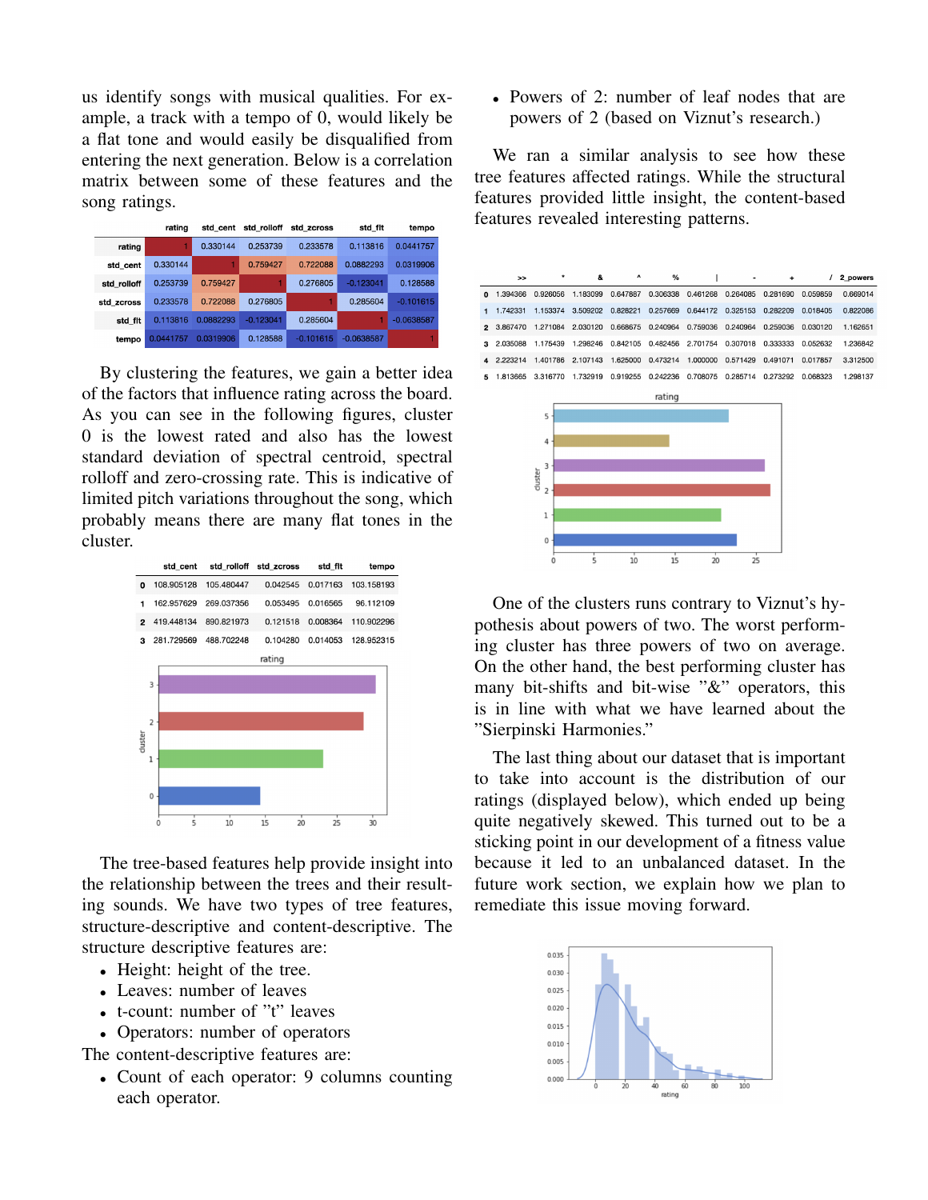us identify songs with musical qualities. For example, a track with a tempo of 0, would likely be a flat tone and would easily be disqualified from entering the next generation. Below is a correlation matrix between some of these features and the song ratings.

| | rating | std_cent | std_rolloff | std_zcross | std_flt | tempo |
|---|---|---|---|---|---|---|
| rating | 1 | 0.330144 | 0.253739 | 0.233578 | 0.113816 | 0.0441757 |
| std_cent | 0.330144 | 1 | 0.759427 | 0.722088 | 0.0882293 | 0.0319906 |
| std_rolloff | 0.253739 | 0.759427 | 1 | 0.276805 | -0.123041 | 0.128588 |
| std_zcross | 0.233578 | 0.722088 | 0.276805 | 1 | 0.285604 | -0.101615 |
| std_flt | 0.113816 | 0.0882293 | -0.123041 | 0.285604 | 1 | -0.0638587 |
| tempo | 0.0441757 | 0.0319906 | 0.128588 | -0.101615 | -0.0638587 | 1 |

By clustering the features, we gain a better idea of the factors that influence rating across the board. As you can see in the following figures, cluster 0 is the lowest rated and also has the lowest standard deviation of spectral centroid, spectral rolloff and zero-crossing rate. This is indicative of limited pitch variations throughout the song, which probably means there are many flat tones in the cluster.

| | std_cent | std_rolloff | std_zcross | std_flt | tempo |
|---|---|---|---|---|---|
| 0 | 108.905128 | 105.480447 | 0.042545 | 0.017163 | 103.158193 |
| 1 | 162.957629 | 269.037356 | 0.053495 | 0.016565 | 96.112109 |
| 2 | 419.448134 | 890.821973 | 0.121518 | 0.008364 | 110.902296 |
| 3 | 281.729569 | 488.702248 | 0.104280 | 0.014053 | 128.952315 |

The tree-based features help provide insight into the relationship between the trees and their resulting sounds. We have two types of tree features, structure-descriptive and content-descriptive. The structure descriptive features are:

- Height: height of the tree.
- Leaves: number of leaves
- t-count: number of "t" leaves
- Operators: number of operators

The content-descriptive features are:

- Count of each operator: 9 columns counting each operator.
- Powers of 2: number of leaf nodes that are powers of 2 (based on Viznut's research.)

We ran a similar analysis to see how these tree features affected ratings. While the structural features provided little insight, the content-based features revealed interesting patterns.

| | >> | * | & | ^ | % | \| | - | + | / | 2_powers |
|---|---|---|---|---|---|---|---|---|---|---|
| 0 | 1.394366 | 0.926056 | 1.183099 | 0.647887 | 0.306338 | 0.461268 | 0.264085 | 0.281690 | 0.059859 | 0.669014 |
| 1 | 1.742331 | 1.153374 | 3.509202 | 0.828221 | 0.257669 | 0.644172 | 0.325153 | 0.282209 | 0.018405 | 0.822086 |
| 2 | 3.867470 | 1.271084 | 2.030120 | 0.668675 | 0.240964 | 0.759036 | 0.240964 | 0.259036 | 0.030120 | 1.162651 |
| 3 | 2.035088 | 1.175439 | 1.298246 | 0.842105 | 0.482456 | 2.701754 | 0.307018 | 0.333333 | 0.052632 | 1.236842 |
| 4 | 2.223214 | 1.401786 | 2.107143 | 1.625000 | 0.473214 | 1.000000 | 0.571429 | 0.491071 | 0.017857 | 3.312500 |
| 5 | 1.813665 | 3.316770 | 1.732919 | 0.919255 | 0.242236 | 0.708075 | 0.285714 | 0.273292 | 0.068323 | 1.298137 |

One of the clusters runs contrary to Viznut's hypothesis about powers of two. The worst performing cluster has three powers of two on average. On the other hand, the best performing cluster has many bit-shifts and bit-wise "&" operators, this is in line with what we have learned about the "Sierpinski Harmonies."

The last thing about our dataset that is important to take into account is the distribution of our ratings (displayed below), which ended up being quite negatively skewed. This turned out to be a sticking point in our development of a fitness value because it led to an unbalanced dataset. In the future work section, we explain how we plan to remediate this issue moving forward.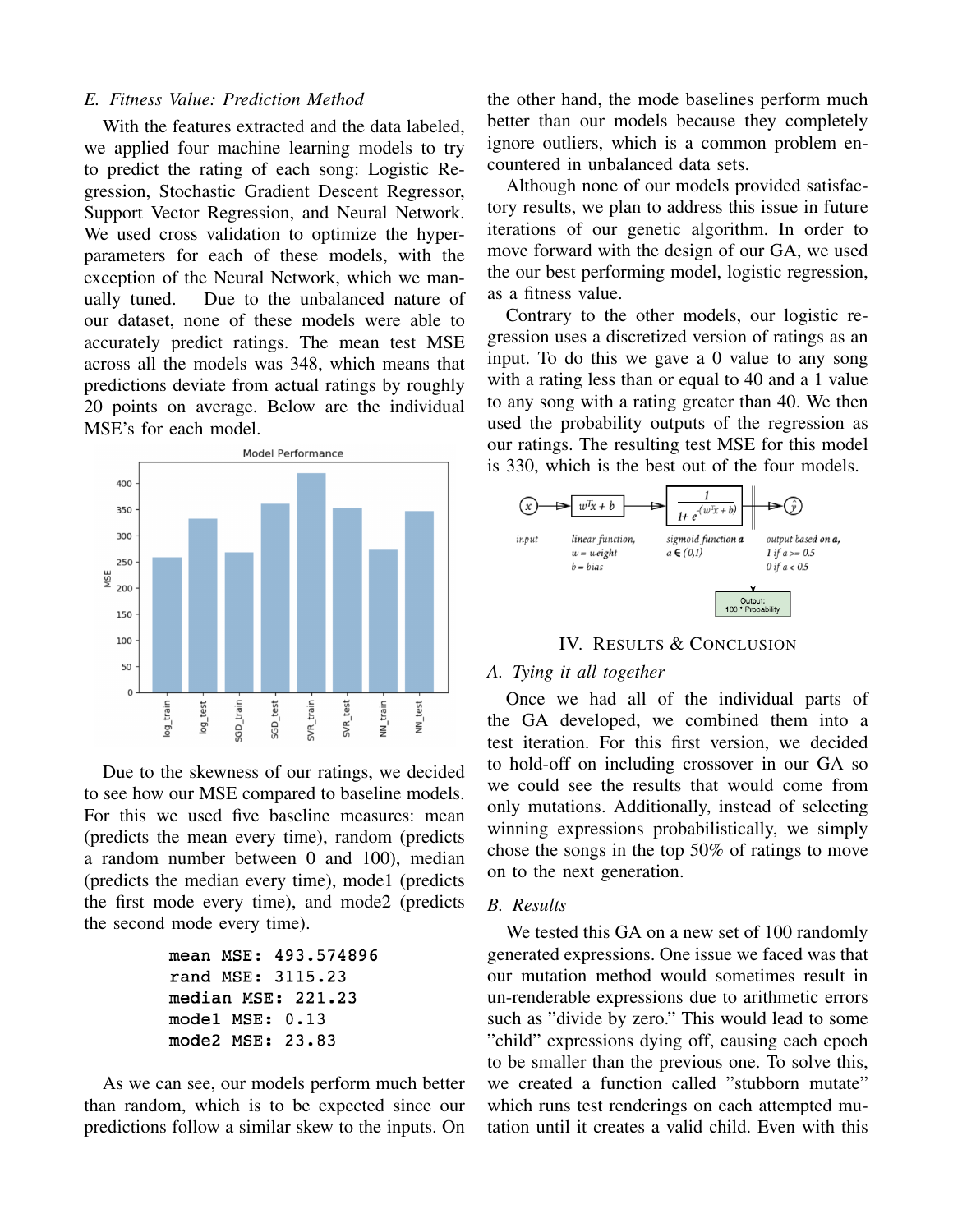### E. Fitness Value: Prediction Method

With the features extracted and the data labeled, we applied four machine learning models to try to predict the rating of each song: Logistic Regression, Stochastic Gradient Descent Regressor, Support Vector Regression, and Neural Network. We used cross validation to optimize the hyper-parameters for each of these models, with the exception of the Neural Network, which we manually tuned. Due to the unbalanced nature of our dataset, none of these models were able to accurately predict ratings. The mean test MSE across all the models was 348, which means that predictions deviate from actual ratings by roughly 20 points on average. Below are the individual MSE's for each model.

Due to the skewness of our ratings, we decided to see how our MSE compared to baseline models. For this we used five baseline measures: mean (predicts the mean every time), random (predicts a random number between 0 and 100), median (predicts the median every time), mode1 (predicts the first mode every time), and mode2 (predicts the second mode every time).

```
mean MSE: 493.574896
rand MSE: 3115.23
median MSE: 221.23
mode1 MSE: 0.13
mode2 MSE: 23.83
```

As we can see, our models perform much better than random, which is to be expected since our predictions follow a similar skew to the inputs. On the other hand, the mode baselines perform much better than our models because they completely ignore outliers, which is a common problem encountered in unbalanced data sets.

Although none of our models provided satisfactory results, we plan to address this issue in future iterations of our genetic algorithm. In order to move forward with the design of our GA, we used the our best performing model, logistic regression, as a fitness value.

Contrary to the other models, our logistic regression uses a discretized version of ratings as an input. To do this we gave a 0 value to any song with a rating less than or equal to 40 and a 1 value to any song with a rating greater than 40. We then used the probability outputs of the regression as our ratings. The resulting test MSE for this model is 330, which is the best out of the four models.

## IV. Results & Conclusion

### A. Tying it all together

Once we had all of the individual parts of the GA developed, we combined them into a test iteration. For this first version, we decided to hold-off on including crossover in our GA so we could see the results that would come from only mutations. Additionally, instead of selecting winning expressions probabilistically, we simply chose the songs in the top 50% of ratings to move on to the next generation.

### B. Results

We tested this GA on a new set of 100 randomly generated expressions. One issue we faced was that our mutation method would sometimes result in un-renderable expressions due to arithmetic errors such as "divide by zero." This would lead to some "child" expressions dying off, causing each epoch to be smaller than the previous one. To solve this, we created a function called "stubborn mutate" which runs test renderings on each attempted mutation until it creates a valid child. Even with this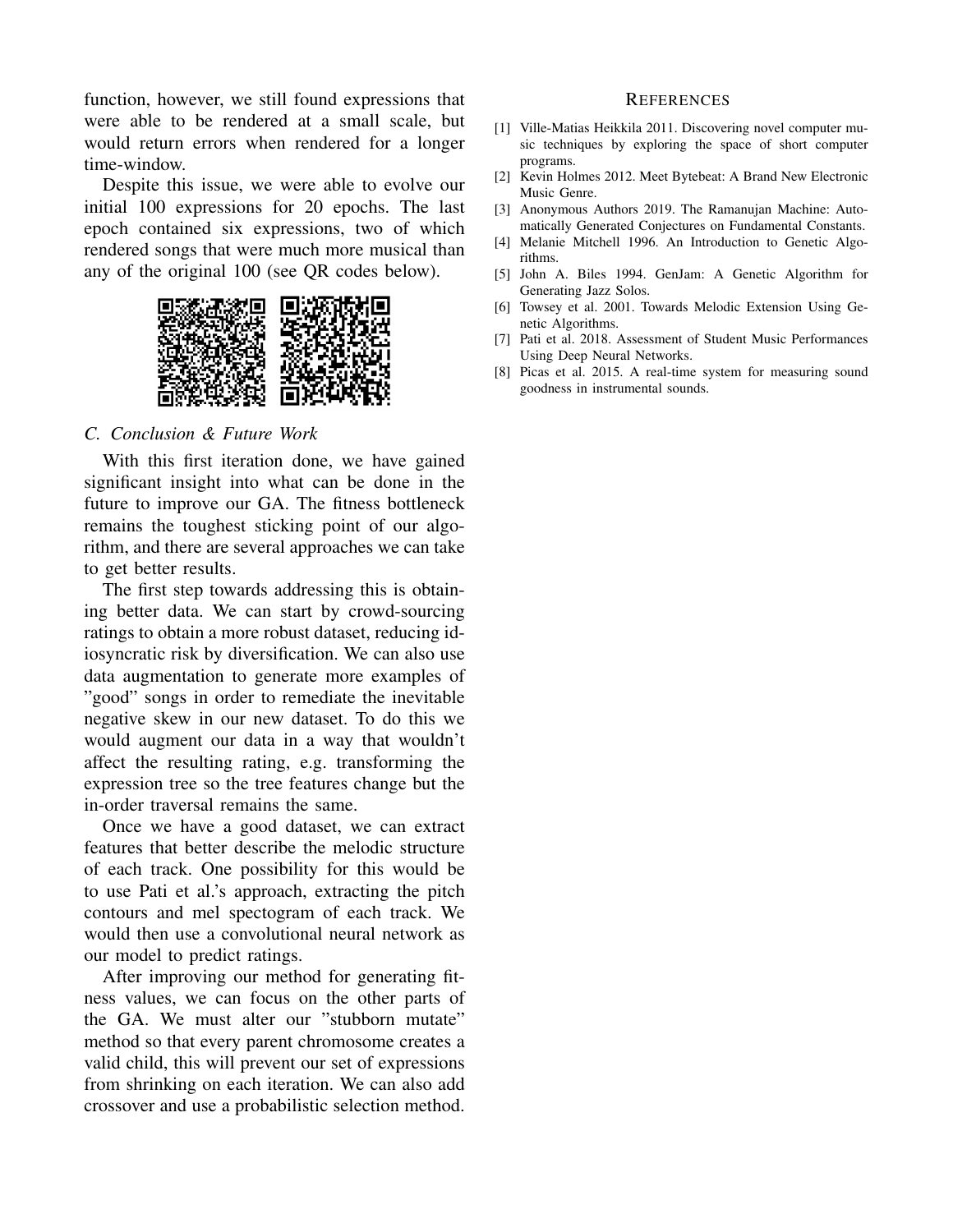function, however, we still found expressions that were able to be rendered at a small scale, but would return errors when rendered for a longer time-window.

Despite this issue, we were able to evolve our initial 100 expressions for 20 epochs. The last epoch contained six expressions, two of which rendered songs that were much more musical than any of the original 100 (see QR codes below).

### *C. Conclusion & Future Work*

With this first iteration done, we have gained significant insight into what can be done in the future to improve our GA. The fitness bottleneck remains the toughest sticking point of our algorithm, and there are several approaches we can take to get better results.

The first step towards addressing this is obtaining better data. We can start by crowd-sourcing ratings to obtain a more robust dataset, reducing idiosyncratic risk by diversification. We can also use data augmentation to generate more examples of "good" songs in order to remediate the inevitable negative skew in our new dataset. To do this we would augment our data in a way that wouldn't affect the resulting rating, e.g. transforming the expression tree so the tree features change but the in-order traversal remains the same.

Once we have a good dataset, we can extract features that better describe the melodic structure of each track. One possibility for this would be to use Pati et al.'s approach, extracting the pitch contours and mel spectogram of each track. We would then use a convolutional neural network as our model to predict ratings.

After improving our method for generating fitness values, we can focus on the other parts of the GA. We must alter our "stubborn mutate" method so that every parent chromosome creates a valid child, this will prevent our set of expressions from shrinking on each iteration. We can also add crossover and use a probabilistic selection method.

## References

[1] Ville-Matias Heikkila 2011. Discovering novel computer music techniques by exploring the space of short computer programs.

[2] Kevin Holmes 2012. Meet Bytebeat: A Brand New Electronic Music Genre.

[3] Anonymous Authors 2019. The Ramanujan Machine: Automatically Generated Conjectures on Fundamental Constants.

[4] Melanie Mitchell 1996. An Introduction to Genetic Algorithms.

[5] John A. Biles 1994. GenJam: A Genetic Algorithm for Generating Jazz Solos.

[6] Towsey et al. 2001. Towards Melodic Extension Using Genetic Algorithms.

[7] Pati et al. 2018. Assessment of Student Music Performances Using Deep Neural Networks.

[8] Picas et al. 2015. A real-time system for measuring sound goodness in instrumental sounds.